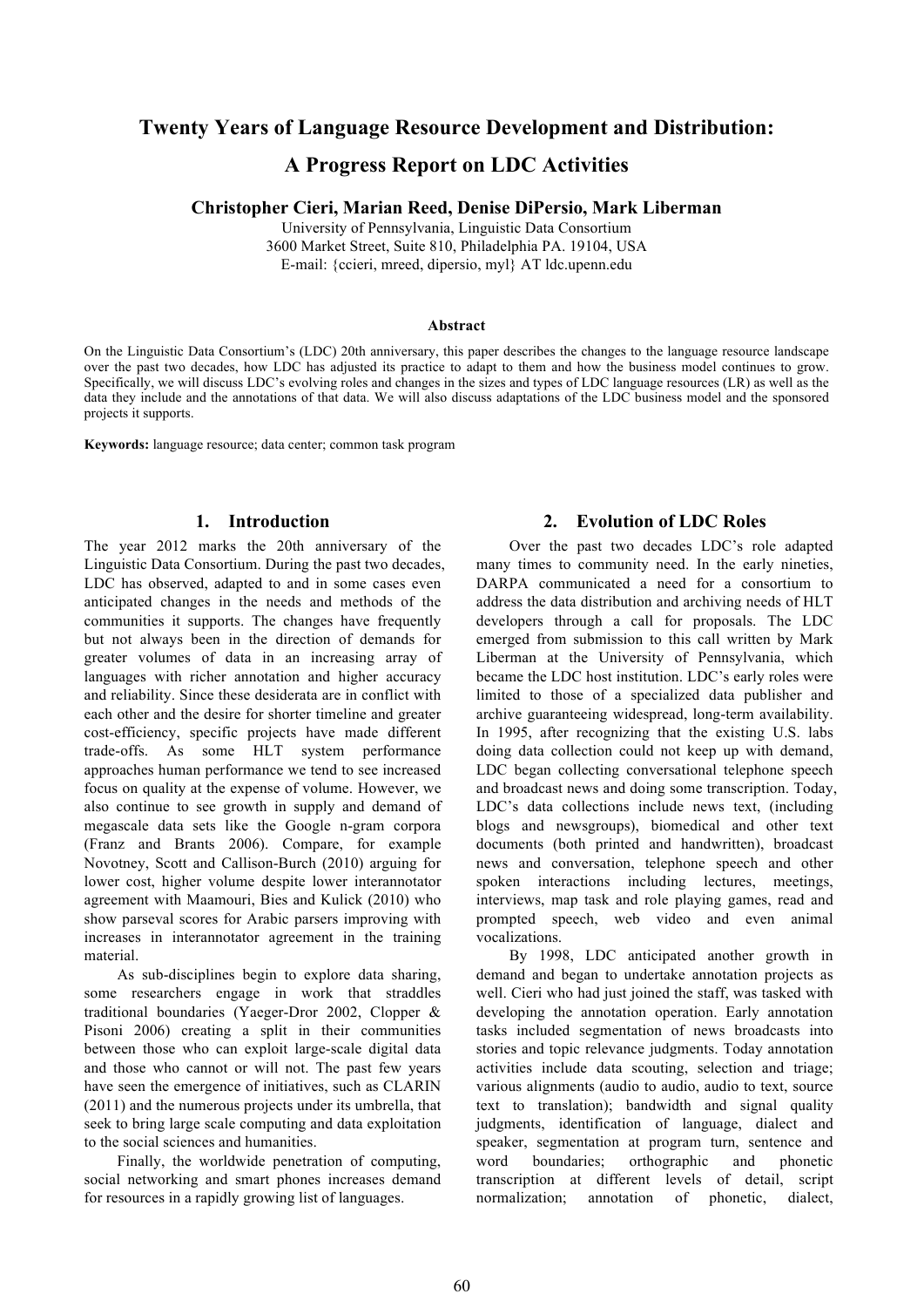# Twenty Years of Language Resource Development and Distribution: A Progress Report on LDC Activities

**Christopher Cieri, Marian Reed, Denise DiPersio, Mark Liberman**

University of Pennsylvania, Linguistic Data Consortium
3600 Market Street, Suite 810, Philadelphia PA. 19104, USA
E-mail: {ccieri, mreed, dipersio, myl} AT ldc.upenn.edu

### Abstract

On the Linguistic Data Consortium's (LDC) 20th anniversary, this paper describes the changes to the language resource landscape over the past two decades, how LDC has adjusted its practice to adapt to them and how the business model continues to grow. Specifically, we will discuss LDC's evolving roles and changes in the sizes and types of LDC language resources (LR) as well as the data they include and the annotations of that data. We will also discuss adaptations of the LDC business model and the sponsored projects it supports.

**Keywords:** language resource; data center; common task program

## 1. Introduction

The year 2012 marks the 20th anniversary of the Linguistic Data Consortium. During the past two decades, LDC has observed, adapted to and in some cases even anticipated changes in the needs and methods of the communities it supports. The changes have frequently but not always been in the direction of demands for greater volumes of data in an increasing array of languages with richer annotation and higher accuracy and reliability. Since these desiderata are in conflict with each other and the desire for shorter timeline and greater cost-efficiency, specific projects have made different trade-offs. As some HLT system performance approaches human performance we tend to see increased focus on quality at the expense of volume. However, we also continue to see growth in supply and demand of megascale data sets like the Google n-gram corpora (Franz and Brants 2006). Compare, for example Novotney, Scott and Callison-Burch (2010) arguing for lower cost, higher volume despite lower interannotator agreement with Maamouri, Bies and Kulick (2010) who show parseval scores for Arabic parsers improving with increases in interannotator agreement in the training material.

As sub-disciplines begin to explore data sharing, some researchers engage in work that straddles traditional boundaries (Yaeger-Dror 2002, Clopper & Pisoni 2006) creating a split in their communities between those who can exploit large-scale digital data and those who cannot or will not. The past few years have seen the emergence of initiatives, such as CLARIN (2011) and the numerous projects under its umbrella, that seek to bring large scale computing and data exploitation to the social sciences and humanities.

Finally, the worldwide penetration of computing, social networking and smart phones increases demand for resources in a rapidly growing list of languages.

## 2. Evolution of LDC Roles

Over the past two decades LDC's role adapted many times to community need. In the early nineties, DARPA communicated a need for a consortium to address the data distribution and archiving needs of HLT developers through a call for proposals. The LDC emerged from submission to this call written by Mark Liberman at the University of Pennsylvania, which became the LDC host institution. LDC's early roles were limited to those of a specialized data publisher and archive guaranteeing widespread, long-term availability. In 1995, after recognizing that the existing U.S. labs doing data collection could not keep up with demand, LDC began collecting conversational telephone speech and broadcast news and doing some transcription. Today, LDC's data collections include news text, (including blogs and newsgroups), biomedical and other text documents (both printed and handwritten), broadcast news and conversation, telephone speech and other spoken interactions including lectures, meetings, interviews, map task and role playing games, read and prompted speech, web video and even animal vocalizations.

By 1998, LDC anticipated another growth in demand and began to undertake annotation projects as well. Cieri who had just joined the staff, was tasked with developing the annotation operation. Early annotation tasks included segmentation of news broadcasts into stories and topic relevance judgments. Today annotation activities include data scouting, selection and triage; various alignments (audio to audio, audio to text, source text to translation); bandwidth and signal quality judgments, identification of language, dialect and speaker, segmentation at program turn, sentence and word boundaries; orthographic and phonetic transcription at different levels of detail, script normalization; annotation of phonetic, dialect,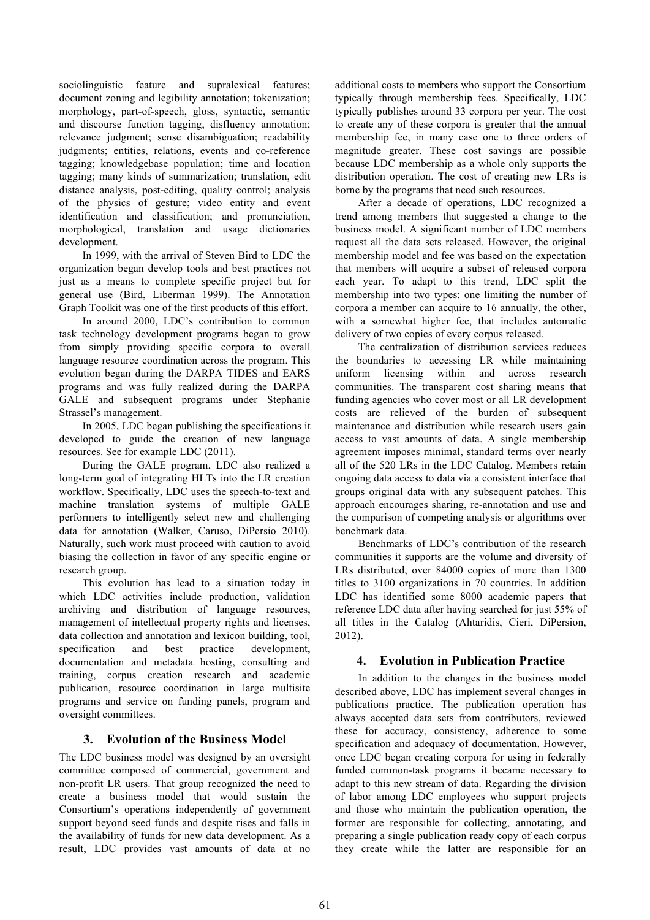sociolinguistic feature and supralexical features; document zoning and legibility annotation; tokenization; morphology, part-of-speech, gloss, syntactic, semantic and discourse function tagging, disfluency annotation; relevance judgment; sense disambiguation; readability judgments; entities, relations, events and co-reference tagging; knowledgebase population; time and location tagging; many kinds of summarization; translation, edit distance analysis, post-editing, quality control; analysis of the physics of gesture; video entity and event identification and classification; and pronunciation, morphological, translation and usage dictionaries development.

In 1999, with the arrival of Steven Bird to LDC the organization began develop tools and best practices not just as a means to complete specific project but for general use (Bird, Liberman 1999). The Annotation Graph Toolkit was one of the first products of this effort.

In around 2000, LDC's contribution to common task technology development programs began to grow from simply providing specific corpora to overall language resource coordination across the program. This evolution began during the DARPA TIDES and EARS programs and was fully realized during the DARPA GALE and subsequent programs under Stephanie Strassel's management.

In 2005, LDC began publishing the specifications it developed to guide the creation of new language resources. See for example LDC (2011).

During the GALE program, LDC also realized a long-term goal of integrating HLTs into the LR creation workflow. Specifically, LDC uses the speech-to-text and machine translation systems of multiple GALE performers to intelligently select new and challenging data for annotation (Walker, Caruso, DiPersio 2010). Naturally, such work must proceed with caution to avoid biasing the collection in favor of any specific engine or research group.

This evolution has lead to a situation today in which LDC activities include production, validation archiving and distribution of language resources, management of intellectual property rights and licenses, data collection and annotation and lexicon building, tool, specification and best practice development, documentation and metadata hosting, consulting and training, corpus creation research and academic publication, resource coordination in large multisite programs and service on funding panels, program and oversight committees.

## 3. Evolution of the Business Model

The LDC business model was designed by an oversight committee composed of commercial, government and non-profit LR users. That group recognized the need to create a business model that would sustain the Consortium's operations independently of government support beyond seed funds and despite rises and falls in the availability of funds for new data development. As a result, LDC provides vast amounts of data at no additional costs to members who support the Consortium typically through membership fees. Specifically, LDC typically publishes around 33 corpora per year. The cost to create any of these corpora is greater that the annual membership fee, in many case one to three orders of magnitude greater. These cost savings are possible because LDC membership as a whole only supports the distribution operation. The cost of creating new LRs is borne by the programs that need such resources.

After a decade of operations, LDC recognized a trend among members that suggested a change to the business model. A significant number of LDC members request all the data sets released. However, the original membership model and fee was based on the expectation that members will acquire a subset of released corpora each year. To adapt to this trend, LDC split the membership into two types: one limiting the number of corpora a member can acquire to 16 annually, the other, with a somewhat higher fee, that includes automatic delivery of two copies of every corpus released.

The centralization of distribution services reduces the boundaries to accessing LR while maintaining uniform licensing within and across research communities. The transparent cost sharing means that funding agencies who cover most or all LR development costs are relieved of the burden of subsequent maintenance and distribution while research users gain access to vast amounts of data. A single membership agreement imposes minimal, standard terms over nearly all of the 520 LRs in the LDC Catalog. Members retain ongoing data access to data via a consistent interface that groups original data with any subsequent patches. This approach encourages sharing, re-annotation and use and the comparison of competing analysis or algorithms over benchmark data.

Benchmarks of LDC's contribution of the research communities it supports are the volume and diversity of LRs distributed, over 84000 copies of more than 1300 titles to 3100 organizations in 70 countries. In addition LDC has identified some 8000 academic papers that reference LDC data after having searched for just 55% of all titles in the Catalog (Ahtaridis, Cieri, DiPersion, 2012).

## 4. Evolution in Publication Practice

In addition to the changes in the business model described above, LDC has implement several changes in publications practice. The publication operation has always accepted data sets from contributors, reviewed these for accuracy, consistency, adherence to some specification and adequacy of documentation. However, once LDC began creating corpora for using in federally funded common-task programs it became necessary to adapt to this new stream of data. Regarding the division of labor among LDC employees who support projects and those who maintain the publication operation, the former are responsible for collecting, annotating, and preparing a single publication ready copy of each corpus they create while the latter are responsible for an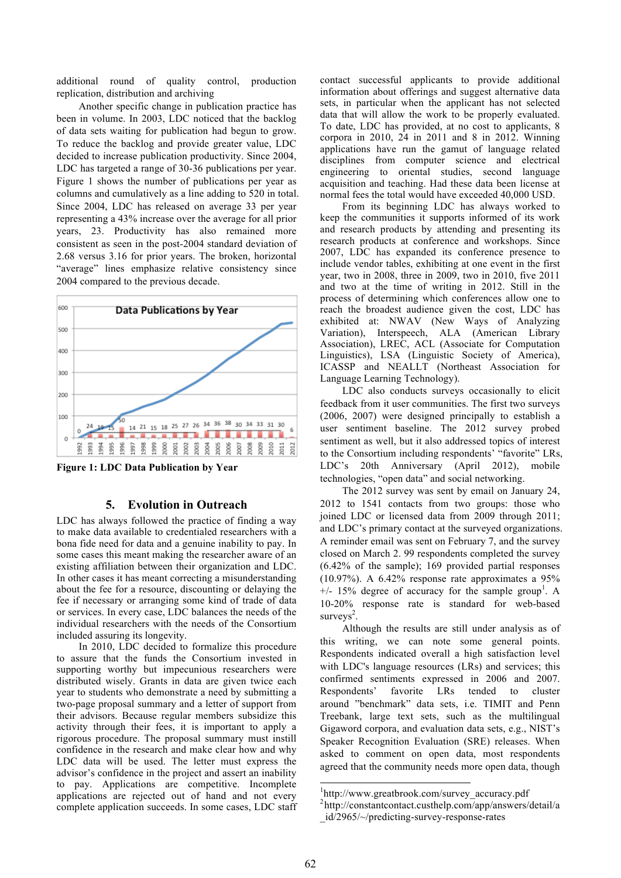additional round of quality control, production replication, distribution and archiving

Another specific change in publication practice has been in volume. In 2003, LDC noticed that the backlog of data sets waiting for publication had begun to grow. To reduce the backlog and provide greater value, LDC decided to increase publication productivity. Since 2004, LDC has targeted a range of 30-36 publications per year. Figure 1 shows the number of publications per year as columns and cumulatively as a line adding to 520 in total. Since 2004, LDC has released on average 33 per year representing a 43% increase over the average for all prior years, 23. Productivity has also remained more consistent as seen in the post-2004 standard deviation of 2.68 versus 3.16 for prior years. The broken, horizontal "average" lines emphasize relative consistency since 2004 compared to the previous decade.

**Figure 1: LDC Data Publication by Year**

## 5. Evolution in Outreach

LDC has always followed the practice of finding a way to make data available to credentialed researchers with a bona fide need for data and a genuine inability to pay. In some cases this meant making the researcher aware of an existing affiliation between their organization and LDC. In other cases it has meant correcting a misunderstanding about the fee for a resource, discounting or delaying the fee if necessary or arranging some kind of trade of data or services. In every case, LDC balances the needs of the individual researchers with the needs of the Consortium included assuring its longevity.

In 2010, LDC decided to formalize this procedure to assure that the funds the Consortium invested in supporting worthy but impecunious researchers were distributed wisely. Grants in data are given twice each year to students who demonstrate a need by submitting a two-page proposal summary and a letter of support from their advisors. Because regular members subsidize this activity through their fees, it is important to apply a rigorous procedure. The proposal summary must instill confidence in the research and make clear how and why LDC data will be used. The letter must express the advisor's confidence in the project and assert an inability to pay. Applications are competitive. Incomplete applications are rejected out of hand and not every complete application succeeds. In some cases, LDC staff contact successful applicants to provide additional information about offerings and suggest alternative data sets, in particular when the applicant has not selected data that will allow the work to be properly evaluated. To date, LDC has provided, at no cost to applicants, 8 corpora in 2010, 24 in 2011 and 8 in 2012. Winning applications have run the gamut of language related disciplines from computer science and electrical engineering to oriental studies, second language acquisition and teaching. Had these data been license at normal fees the total would have exceeded 40,000 USD.

From its beginning LDC has always worked to keep the communities it supports informed of its work and research products by attending and presenting its research products at conference and workshops. Since 2007, LDC has expanded its conference presence to include vendor tables, exhibiting at one event in the first year, two in 2008, three in 2009, two in 2010, five 2011 and two at the time of writing in 2012. Still in the process of determining which conferences allow one to reach the broadest audience given the cost, LDC has exhibited at: NWAV (New Ways of Analyzing Variation), Interspeech, ALA (American Library Association), LREC, ACL (Associate for Computation Linguistics), LSA (Linguistic Society of America), ICASSP and NEALLT (Northeast Association for Language Learning Technology).

LDC also conducts surveys occasionally to elicit feedback from it user communities. The first two surveys (2006, 2007) were designed principally to establish a user sentiment baseline. The 2012 survey probed sentiment as well, but it also addressed topics of interest to the Consortium including respondents' "favorite" LRs, LDC's 20th Anniversary (April 2012), mobile technologies, "open data" and social networking.

The 2012 survey was sent by email on January 24, 2012 to 1541 contacts from two groups: those who joined LDC or licensed data from 2009 through 2011; and LDC's primary contact at the surveyed organizations. A reminder email was sent on February 7, and the survey closed on March 2. 99 respondents completed the survey (6.42% of the sample); 169 provided partial responses (10.97%). A 6.42% response rate approximates a 95% +/- 15% degree of accuracy for the sample group[1]. A 10-20% response rate is standard for web-based surveys[2].

Although the results are still under analysis as of this writing, we can note some general points. Respondents indicated overall a high satisfaction level with LDC's language resources (LRs) and services; this confirmed sentiments expressed in 2006 and 2007. Respondents' favorite LRs tended to cluster around "benchmark" data sets, i.e. TIMIT and Penn Treebank, large text sets, such as the multilingual Gigaword corpora, and evaluation data sets, e.g., NIST's Speaker Recognition Evaluation (SRE) releases. When asked to comment on open data, most respondents agreed that the community needs more open data, though

[1] http://www.greatbrook.com/survey_accuracy.pdf

[2] http://constantcontact.custhelp.com/app/answers/detail/a_id/2965/~/predicting-survey-response-rates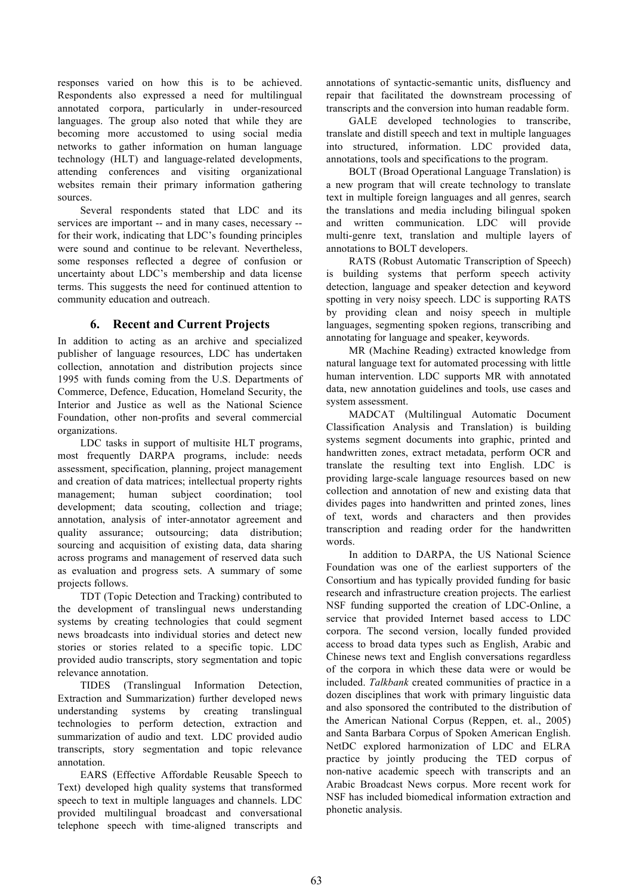responses varied on how this is to be achieved. Respondents also expressed a need for multilingual annotated corpora, particularly in under-resourced languages. The group also noted that while they are becoming more accustomed to using social media networks to gather information on human language technology (HLT) and language-related developments, attending conferences and visiting organizational websites remain their primary information gathering sources.

Several respondents stated that LDC and its services are important -- and in many cases, necessary -- for their work, indicating that LDC's founding principles were sound and continue to be relevant. Nevertheless, some responses reflected a degree of confusion or uncertainty about LDC's membership and data license terms. This suggests the need for continued attention to community education and outreach.

## 6. Recent and Current Projects

In addition to acting as an archive and specialized publisher of language resources, LDC has undertaken collection, annotation and distribution projects since 1995 with funds coming from the U.S. Departments of Commerce, Defence, Education, Homeland Security, the Interior and Justice as well as the National Science Foundation, other non-profits and several commercial organizations.

LDC tasks in support of multisite HLT programs, most frequently DARPA programs, include: needs assessment, specification, planning, project management and creation of data matrices; intellectual property rights management; human subject coordination; tool development; data scouting, collection and triage; annotation, analysis of inter-annotator agreement and quality assurance; outsourcing; data distribution; sourcing and acquisition of existing data, data sharing across programs and management of reserved data such as evaluation and progress sets. A summary of some projects follows.

TDT (Topic Detection and Tracking) contributed to the development of translingual news understanding systems by creating technologies that could segment news broadcasts into individual stories and detect new stories or stories related to a specific topic. LDC provided audio transcripts, story segmentation and topic relevance annotation.

TIDES (Translingual Information Detection, Extraction and Summarization) further developed news understanding systems by creating translingual technologies to perform detection, extraction and summarization of audio and text. LDC provided audio transcripts, story segmentation and topic relevance annotation.

EARS (Effective Affordable Reusable Speech to Text) developed high quality systems that transformed speech to text in multiple languages and channels. LDC provided multilingual broadcast and conversational telephone speech with time-aligned transcripts and annotations of syntactic-semantic units, disfluency and repair that facilitated the downstream processing of transcripts and the conversion into human readable form.

GALE developed technologies to transcribe, translate and distill speech and text in multiple languages into structured, information. LDC provided data, annotations, tools and specifications to the program.

BOLT (Broad Operational Language Translation) is a new program that will create technology to translate text in multiple foreign languages and all genres, search the translations and media including bilingual spoken and written communication. LDC will provide multi-genre text, translation and multiple layers of annotations to BOLT developers.

RATS (Robust Automatic Transcription of Speech) is building systems that perform speech activity detection, language and speaker detection and keyword spotting in very noisy speech. LDC is supporting RATS by providing clean and noisy speech in multiple languages, segmenting spoken regions, transcribing and annotating for language and speaker, keywords.

MR (Machine Reading) extracted knowledge from natural language text for automated processing with little human intervention. LDC supports MR with annotated data, new annotation guidelines and tools, use cases and system assessment.

MADCAT (Multilingual Automatic Document Classification Analysis and Translation) is building systems segment documents into graphic, printed and handwritten zones, extract metadata, perform OCR and translate the resulting text into English. LDC is providing large-scale language resources based on new collection and annotation of new and existing data that divides pages into handwritten and printed zones, lines of text, words and characters and then provides transcription and reading order for the handwritten words.

In addition to DARPA, the US National Science Foundation was one of the earliest supporters of the Consortium and has typically provided funding for basic research and infrastructure creation projects. The earliest NSF funding supported the creation of LDC-Online, a service that provided Internet based access to LDC corpora. The second version, locally funded provided access to broad data types such as English, Arabic and Chinese news text and English conversations regardless of the corpora in which these data were or would be included. *Talkbank* created communities of practice in a dozen disciplines that work with primary linguistic data and also sponsored the contributed to the distribution of the American National Corpus (Reppen, et. al., 2005) and Santa Barbara Corpus of Spoken American English. NetDC explored harmonization of LDC and ELRA practice by jointly producing the TED corpus of non-native academic speech with transcripts and an Arabic Broadcast News corpus. More recent work for NSF has included biomedical information extraction and phonetic analysis.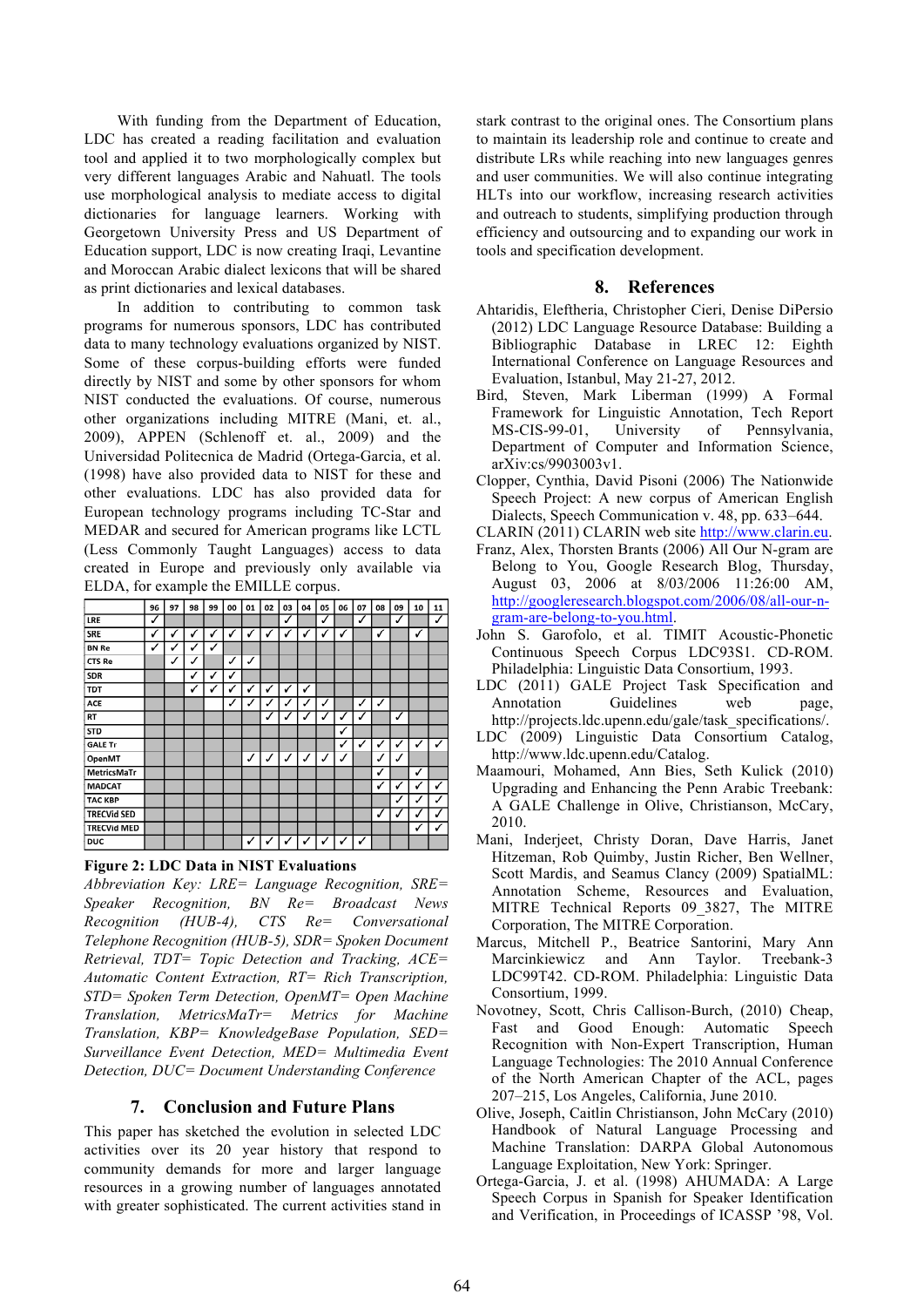With funding from the Department of Education, LDC has created a reading facilitation and evaluation tool and applied it to two morphologically complex but very different languages Arabic and Nahuatl. The tools use morphological analysis to mediate access to digital dictionaries for language learners. Working with Georgetown University Press and US Department of Education support, LDC is now creating Iraqi, Levantine and Moroccan Arabic dialect lexicons that will be shared as print dictionaries and lexical databases.

In addition to contributing to common task programs for numerous sponsors, LDC has contributed data to many technology evaluations organized by NIST. Some of these corpus-building efforts were funded directly by NIST and some by other sponsors for whom NIST conducted the evaluations. Of course, numerous other organizations including MITRE (Mani, et. al., 2009), APPEN (Schlenoff et. al., 2009) and the Universidad Politecnica de Madrid (Ortega-Garcia, et al. (1998) have also provided data to NIST for these and other evaluations. LDC has also provided data for European technology programs including TC-Star and MEDAR and secured for American programs like LCTL (Less Commonly Taught Languages) access to data created in Europe and previously only available via ELDA, for example the EMILLE corpus.

| | 96 | 97 | 98 | 99 | 00 | 01 | 02 | 03 | 04 | 05 | 06 | 07 | 08 | 09 | 10 | 11 |
|---|---|---|---|---|---|---|---|---|---|---|---|---|---|---|---|---|
| LRE | ✓ | | | | | | | ✓ | | ✓ | | ✓ | | ✓ | | ✓ |
| SRE | ✓ | ✓ | ✓ | ✓ | ✓ | ✓ | ✓ | ✓ | ✓ | ✓ | ✓ | | ✓ | | ✓ | |
| BN Re | ✓ | ✓ | ✓ | ✓ | | | | | | | | | | | | |
| CTS Re | | ✓ | ✓ | | ✓ | ✓ | | | | | | | | | | |
| SDR | | | ✓ | ✓ | ✓ | | | | | | | | | | | |
| TDT | | | ✓ | ✓ | ✓ | ✓ | ✓ | ✓ | ✓ | | | | | | | |
| ACE | | | | | ✓ | ✓ | ✓ | ✓ | ✓ | ✓ | | ✓ | ✓ | | | |
| RT | | | | | | | ✓ | ✓ | ✓ | ✓ | ✓ | ✓ | | ✓ | | |
| STD | | | | | | | | | | | ✓ | | | | | |
| GALE Tr | | | | | | | | | | | ✓ | ✓ | ✓ | ✓ | ✓ | ✓ |
| OpenMT | | | | | | ✓ | ✓ | ✓ | ✓ | ✓ | ✓ | | ✓ | ✓ | | |
| MetricsMaTr | | | | | | | | | | | | | ✓ | | ✓ | |
| MADCAT | | | | | | | | | | | | | ✓ | ✓ | ✓ | ✓ |
| TAC KBP | | | | | | | | | | | | | | ✓ | ✓ | ✓ |
| TRECVid SED | | | | | | | | | | | | | ✓ | ✓ | ✓ | ✓ |
| TRECVid MED | | | | | | | | | | | | | | | ✓ | ✓ |
| DUC | | | | | | ✓ | ✓ | ✓ | ✓ | ✓ | ✓ | ✓ | | | | |

**Figure 2: LDC Data in NIST Evaluations**

*Abbreviation Key: LRE= Language Recognition, SRE= Speaker Recognition, BN Re= Broadcast News Recognition (HUB-4), CTS Re= Conversational Telephone Recognition (HUB-5), SDR= Spoken Document Retrieval, TDT= Topic Detection and Tracking, ACE= Automatic Content Extraction, RT= Rich Transcription, STD= Spoken Term Detection, OpenMT= Open Machine Translation, MetricsMaTr= Metrics for Machine Translation, KBP= KnowledgeBase Population, SED= Surveillance Event Detection, MED= Multimedia Event Detection, DUC= Document Understanding Conference*

## 7. Conclusion and Future Plans

This paper has sketched the evolution in selected LDC activities over its 20 year history that respond to community demands for more and larger language resources in a growing number of languages annotated with greater sophisticated. The current activities stand in stark contrast to the original ones. The Consortium plans to maintain its leadership role and continue to create and distribute LRs while reaching into new languages genres and user communities. We will also continue integrating HLTs into our workflow, increasing research activities and outreach to students, simplifying production through efficiency and outsourcing and to expanding our work in tools and specification development.

## 8. References

Ahtaridis, Eleftheria, Christopher Cieri, Denise DiPersio (2012) LDC Language Resource Database: Building a Bibliographic Database in LREC 12: Eighth International Conference on Language Resources and Evaluation, Istanbul, May 21-27, 2012.

Bird, Steven, Mark Liberman (1999) A Formal Framework for Linguistic Annotation, Tech Report MS-CIS-99-01, University of Pennsylvania, Department of Computer and Information Science, arXiv:cs/9903003v1.

Clopper, Cynthia, David Pisoni (2006) The Nationwide Speech Project: A new corpus of American English Dialects, Speech Communication v. 48, pp. 633–644.

CLARIN (2011) CLARIN web site http://www.clarin.eu.

Franz, Alex, Thorsten Brants (2006) All Our N-gram are Belong to You, Google Research Blog, Thursday, August 03, 2006 at 8/03/2006 11:26:00 AM, http://googleresearch.blogspot.com/2006/08/all-our-n-gram-are-belong-to-you.html.

John S. Garofolo, et al. TIMIT Acoustic-Phonetic Continuous Speech Corpus LDC93S1. CD-ROM. Philadelphia: Linguistic Data Consortium, 1993.

LDC (2011) GALE Project Task Specification and Annotation Guidelines web page, http://projects.ldc.upenn.edu/gale/task_specifications/.

LDC (2009) Linguistic Data Consortium Catalog, http://www.ldc.upenn.edu/Catalog.

Maamouri, Mohamed, Ann Bies, Seth Kulick (2010) Upgrading and Enhancing the Penn Arabic Treebank: A GALE Challenge in Olive, Christianson, McCary, 2010.

Mani, Inderjeet, Christy Doran, Dave Harris, Janet Hitzeman, Rob Quimby, Justin Richer, Ben Wellner, Scott Mardis, and Seamus Clancy (2009) SpatialML: Annotation Scheme, Resources and Evaluation, MITRE Technical Reports 09_3827, The MITRE Corporation, The MITRE Corporation.

Marcus, Mitchell P., Beatrice Santorini, Mary Ann Marcinkiewicz and Ann Taylor. Treebank-3 LDC99T42. CD-ROM. Philadelphia: Linguistic Data Consortium, 1999.

Novotney, Scott, Chris Callison-Burch, (2010) Cheap, Fast and Good Enough: Automatic Speech Recognition with Non-Expert Transcription, Human Language Technologies: The 2010 Annual Conference of the North American Chapter of the ACL, pages 207–215, Los Angeles, California, June 2010.

Olive, Joseph, Caitlin Christianson, John McCary (2010) Handbook of Natural Language Processing and Machine Translation: DARPA Global Autonomous Language Exploitation, New York: Springer.

Ortega-Garcia, J. et al. (1998) AHUMADA: A Large Speech Corpus in Spanish for Speaker Identification and Verification, in Proceedings of ICASSP '98, Vol.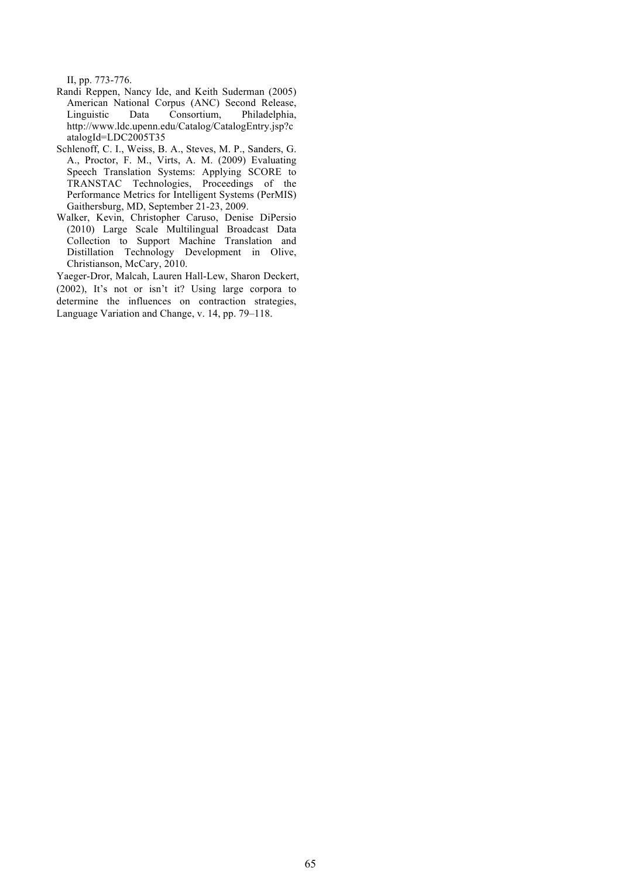II, pp. 773-776.

Randi Reppen, Nancy Ide, and Keith Suderman (2005) American National Corpus (ANC) Second Release, Linguistic Data Consortium, Philadelphia, http://www.ldc.upenn.edu/Catalog/CatalogEntry.jsp?catalogId=LDC2005T35

Schlenoff, C. I., Weiss, B. A., Steves, M. P., Sanders, G. A., Proctor, F. M., Virts, A. M. (2009) Evaluating Speech Translation Systems: Applying SCORE to TRANSTAC Technologies, Proceedings of the Performance Metrics for Intelligent Systems (PerMIS) Gaithersburg, MD, September 21-23, 2009.

Walker, Kevin, Christopher Caruso, Denise DiPersio (2010) Large Scale Multilingual Broadcast Data Collection to Support Machine Translation and Distillation Technology Development in Olive, Christianson, McCary, 2010.

Yaeger-Dror, Malcah, Lauren Hall-Lew, Sharon Deckert, (2002), It's not or isn't it? Using large corpora to determine the influences on contraction strategies, Language Variation and Change, v. 14, pp. 79–118.